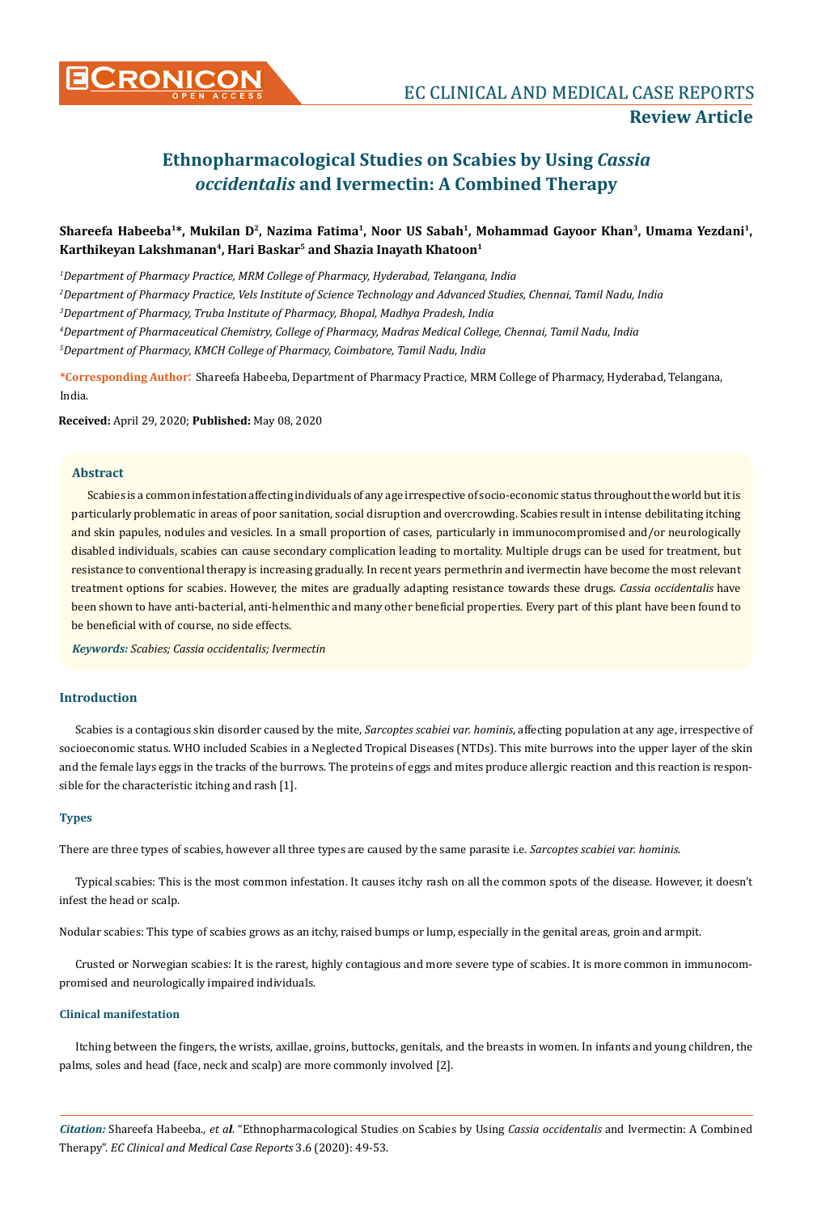# Ethnopharmacological Studies on Scabies by Using *Cassia occidentalis* and Ivermectin: A Combined Therapy

**Shareefa Habeeba[1]*, Mukilan D[2], Nazima Fatima[1], Noor US Sabah[1], Mohammad Gayoor Khan[3], Umama Yezdani[1], Karthikeyan Lakshmanan[4], Hari Baskar[5] and Shazia Inayath Khatoon[1]**

*[1]Department of Pharmacy Practice, MRM College of Pharmacy, Hyderabad, Telangana, India*

*[2]Department of Pharmacy Practice, Vels Institute of Science Technology and Advanced Studies, Chennai, Tamil Nadu, India*

*[3]Department of Pharmacy, Truba Institute of Pharmacy, Bhopal, Madhya Pradesh, India*

*[4]Department of Pharmaceutical Chemistry, College of Pharmacy, Madras Medical College, Chennai, Tamil Nadu, India*

*[5]Department of Pharmacy, KMCH College of Pharmacy, Coimbatore, Tamil Nadu, India*

**\*Corresponding Author**: Shareefa Habeeba, Department of Pharmacy Practice, MRM College of Pharmacy, Hyderabad, Telangana, India.

**Received:** April 29, 2020; **Published:** May 08, 2020

### Abstract

Scabies is a common infestation affecting individuals of any age irrespective of socio-economic status throughout the world but it is particularly problematic in areas of poor sanitation, social disruption and overcrowding. Scabies result in intense debilitating itching and skin papules, nodules and vesicles. In a small proportion of cases, particularly in immunocompromised and/or neurologically disabled individuals, scabies can cause secondary complication leading to mortality. Multiple drugs can be used for treatment, but resistance to conventional therapy is increasing gradually. In recent years permethrin and ivermectin have become the most relevant treatment options for scabies. However, the mites are gradually adapting resistance towards these drugs. *Cassia occidentalis* have been shown to have anti-bacterial, anti-helmenthic and many other beneficial properties. Every part of this plant have been found to be beneficial with of course, no side effects.

***Keywords:*** *Scabies; Cassia occidentalis; Ivermectin*

## Introduction

Scabies is a contagious skin disorder caused by the mite, *Sarcoptes scabiei var. hominis*, affecting population at any age, irrespective of socioeconomic status. WHO included Scabies in a Neglected Tropical Diseases (NTDs). This mite burrows into the upper layer of the skin and the female lays eggs in the tracks of the burrows. The proteins of eggs and mites produce allergic reaction and this reaction is responsible for the characteristic itching and rash [1].

### Types

There are three types of scabies, however all three types are caused by the same parasite i.e. *Sarcoptes scabiei var. hominis*.

Typical scabies: This is the most common infestation. It causes itchy rash on all the common spots of the disease. However, it doesn't infest the head or scalp.

Nodular scabies: This type of scabies grows as an itchy, raised bumps or lump, especially in the genital areas, groin and armpit.

Crusted or Norwegian scabies: It is the rarest, highly contagious and more severe type of scabies. It is more common in immunocompromised and neurologically impaired individuals.

### Clinical manifestation

Itching between the fingers, the wrists, axillae, groins, buttocks, genitals, and the breasts in women. In infants and young children, the palms, soles and head (face, neck and scalp) are more commonly involved [2].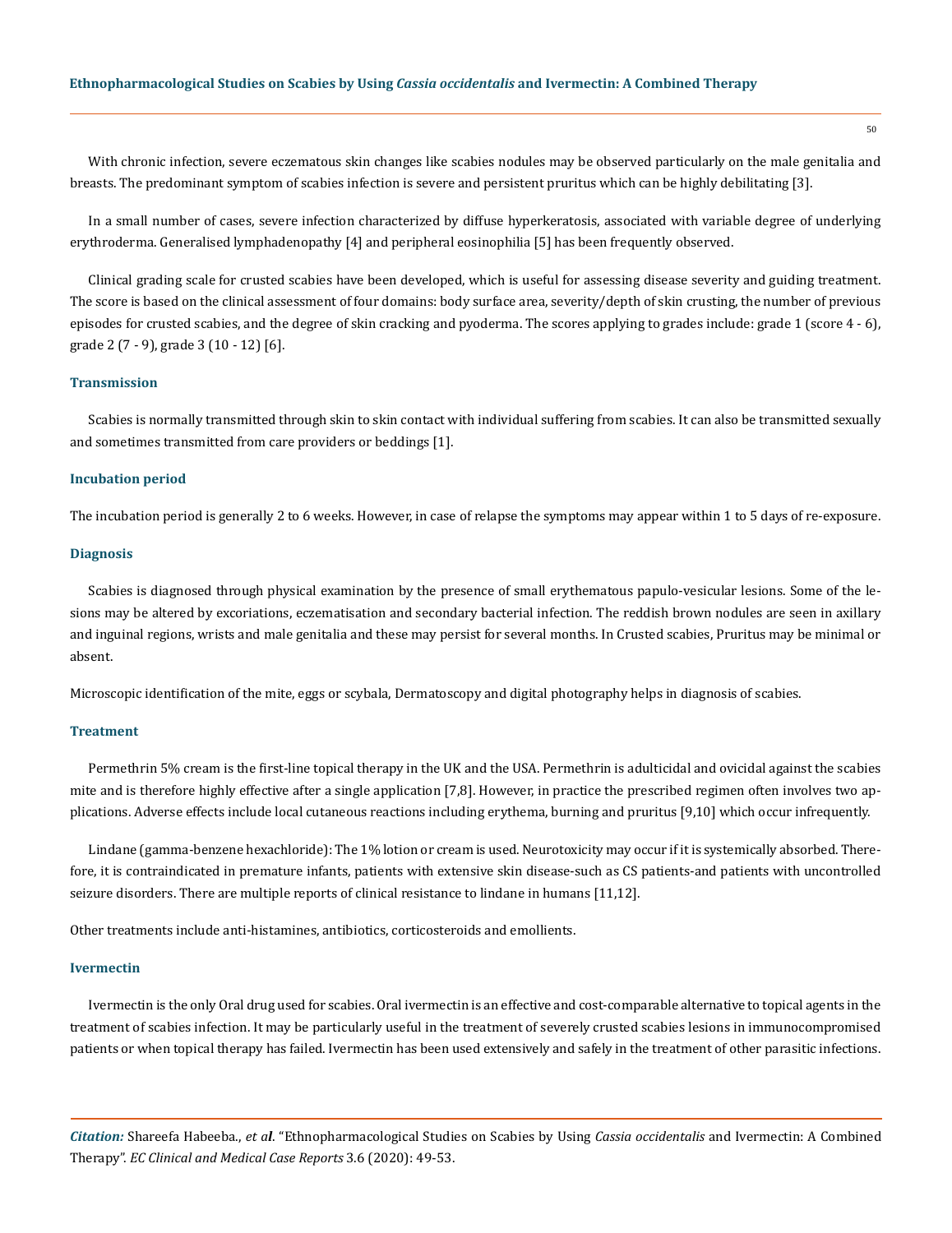With chronic infection, severe eczematous skin changes like scabies nodules may be observed particularly on the male genitalia and breasts. The predominant symptom of scabies infection is severe and persistent pruritus which can be highly debilitating [3].

In a small number of cases, severe infection characterized by diffuse hyperkeratosis, associated with variable degree of underlying erythroderma. Generalised lymphadenopathy [4] and peripheral eosinophilia [5] has been frequently observed.

Clinical grading scale for crusted scabies have been developed, which is useful for assessing disease severity and guiding treatment. The score is based on the clinical assessment of four domains: body surface area, severity/depth of skin crusting, the number of previous episodes for crusted scabies, and the degree of skin cracking and pyoderma. The scores applying to grades include: grade 1 (score 4 - 6), grade 2 (7 - 9), grade 3 (10 - 12) [6].

### Transmission

Scabies is normally transmitted through skin to skin contact with individual suffering from scabies. It can also be transmitted sexually and sometimes transmitted from care providers or beddings [1].

### Incubation period

The incubation period is generally 2 to 6 weeks. However, in case of relapse the symptoms may appear within 1 to 5 days of re-exposure.

### Diagnosis

Scabies is diagnosed through physical examination by the presence of small erythematous papulo-vesicular lesions. Some of the lesions may be altered by excoriations, eczematisation and secondary bacterial infection. The reddish brown nodules are seen in axillary and inguinal regions, wrists and male genitalia and these may persist for several months. In Crusted scabies, Pruritus may be minimal or absent.

Microscopic identification of the mite, eggs or scybala, Dermatoscopy and digital photography helps in diagnosis of scabies.

### Treatment

Permethrin 5% cream is the first-line topical therapy in the UK and the USA. Permethrin is adulticidal and ovicidal against the scabies mite and is therefore highly effective after a single application [7,8]. However, in practice the prescribed regimen often involves two applications. Adverse effects include local cutaneous reactions including erythema, burning and pruritus [9,10] which occur infrequently.

Lindane (gamma-benzene hexachloride): The 1% lotion or cream is used. Neurotoxicity may occur if it is systemically absorbed. Therefore, it is contraindicated in premature infants, patients with extensive skin disease-such as CS patients-and patients with uncontrolled seizure disorders. There are multiple reports of clinical resistance to lindane in humans [11,12].

Other treatments include anti-histamines, antibiotics, corticosteroids and emollients.

### Ivermectin

Ivermectin is the only Oral drug used for scabies. Oral ivermectin is an effective and cost-comparable alternative to topical agents in the treatment of scabies infection. It may be particularly useful in the treatment of severely crusted scabies lesions in immunocompromised patients or when topical therapy has failed. Ivermectin has been used extensively and safely in the treatment of other parasitic infections.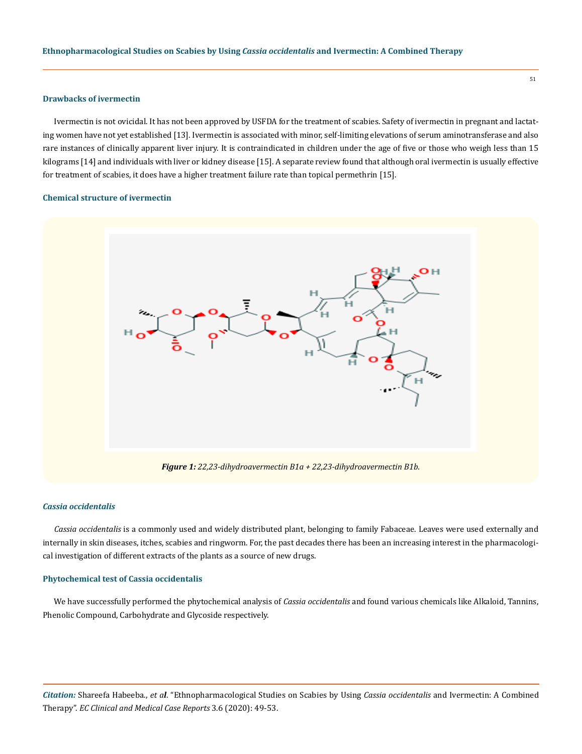### Drawbacks of ivermectin

Ivermectin is not ovicidal. It has not been approved by USFDA for the treatment of scabies. Safety of ivermectin in pregnant and lactating women have not yet established [13]. Ivermectin is associated with minor, self-limiting elevations of serum aminotransferase and also rare instances of clinically apparent liver injury. It is contraindicated in children under the age of five or those who weigh less than 15 kilograms [14] and individuals with liver or kidney disease [15]. A separate review found that although oral ivermectin is usually effective for treatment of scabies, it does have a higher treatment failure rate than topical permethrin [15].

### Chemical structure of ivermectin

***Figure 1:*** *22,23-dihydroavermectin B1a + 22,23-dihydroavermectin B1b.*

### *Cassia occidentalis*

*Cassia occidentalis* is a commonly used and widely distributed plant, belonging to family Fabaceae. Leaves were used externally and internally in skin diseases, itches, scabies and ringworm. For, the past decades there has been an increasing interest in the pharmacological investigation of different extracts of the plants as a source of new drugs.

### Phytochemical test of Cassia occidentalis

We have successfully performed the phytochemical analysis of *Cassia occidentalis* and found various chemicals like Alkaloid, Tannins, Phenolic Compound, Carbohydrate and Glycoside respectively.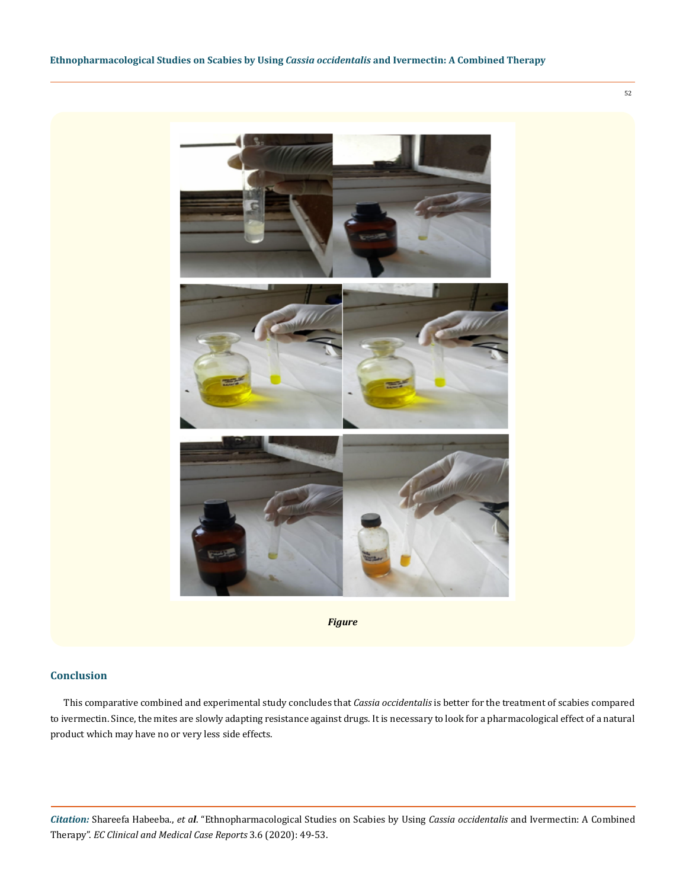*Figure*

## Conclusion

This comparative combined and experimental study concludes that *Cassia occidentalis* is better for the treatment of scabies compared to ivermectin. Since, the mites are slowly adapting resistance against drugs. It is necessary to look for a pharmacological effect of a natural product which may have no or very less side effects.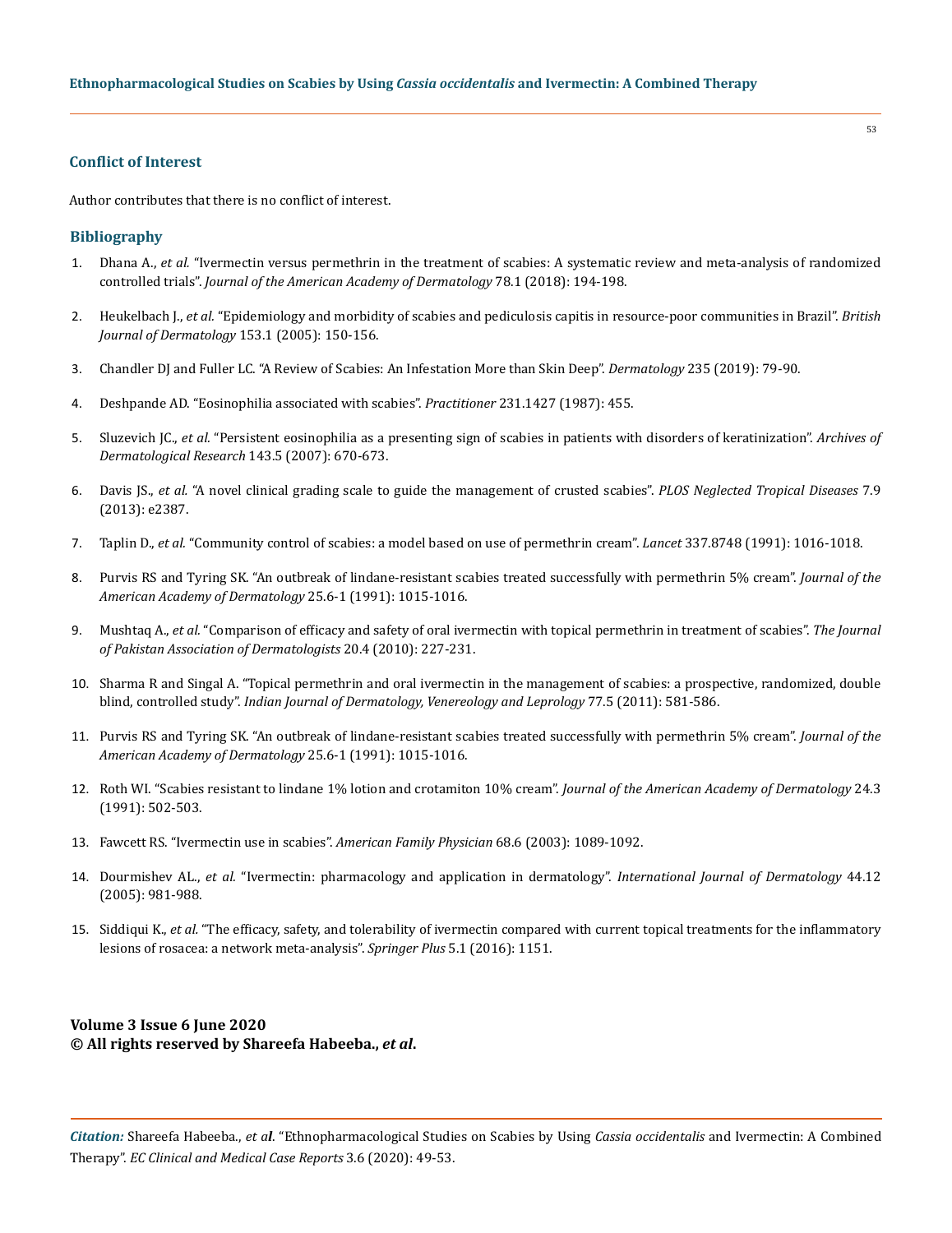## Conflict of Interest

Author contributes that there is no conflict of interest.

## Bibliography

1. Dhana A., *et al.* "Ivermectin versus permethrin in the treatment of scabies: A systematic review and meta-analysis of randomized controlled trials". *Journal of the American Academy of Dermatology* 78.1 (2018): 194-198.
2. Heukelbach J., *et al.* "Epidemiology and morbidity of scabies and pediculosis capitis in resource-poor communities in Brazil". *British Journal of Dermatology* 153.1 (2005): 150-156.
3. Chandler DJ and Fuller LC. "A Review of Scabies: An Infestation More than Skin Deep". *Dermatology* 235 (2019): 79-90.
4. Deshpande AD. "Eosinophilia associated with scabies". *Practitioner* 231.1427 (1987): 455.
5. Sluzevich JC., *et al.* "Persistent eosinophilia as a presenting sign of scabies in patients with disorders of keratinization". *Archives of Dermatological Research* 143.5 (2007): 670-673.
6. Davis JS., *et al.* "A novel clinical grading scale to guide the management of crusted scabies". *PLOS Neglected Tropical Diseases* 7.9 (2013): e2387.
7. Taplin D., *et al.* "Community control of scabies: a model based on use of permethrin cream". *Lancet* 337.8748 (1991): 1016-1018.
8. Purvis RS and Tyring SK. "An outbreak of lindane-resistant scabies treated successfully with permethrin 5% cream". *Journal of the American Academy of Dermatology* 25.6-1 (1991): 1015-1016.
9. Mushtaq A., *et al.* "Comparison of efficacy and safety of oral ivermectin with topical permethrin in treatment of scabies". *The Journal of Pakistan Association of Dermatologists* 20.4 (2010): 227-231.
10. Sharma R and Singal A. "Topical permethrin and oral ivermectin in the management of scabies: a prospective, randomized, double blind, controlled study". *Indian Journal of Dermatology, Venereology and Leprology* 77.5 (2011): 581-586.
11. Purvis RS and Tyring SK. "An outbreak of lindane-resistant scabies treated successfully with permethrin 5% cream". *Journal of the American Academy of Dermatology* 25.6-1 (1991): 1015-1016.
12. Roth WI. "Scabies resistant to lindane 1% lotion and crotamiton 10% cream". *Journal of the American Academy of Dermatology* 24.3 (1991): 502-503.
13. Fawcett RS. "Ivermectin use in scabies". *American Family Physician* 68.6 (2003): 1089-1092.
14. Dourmishev AL., *et al.* "Ivermectin: pharmacology and application in dermatology". *International Journal of Dermatology* 44.12 (2005): 981-988.
15. Siddiqui K., *et al.* "The efficacy, safety, and tolerability of ivermectin compared with current topical treatments for the inflammatory lesions of rosacea: a network meta-analysis". *Springer Plus* 5.1 (2016): 1151.

**Volume 3 Issue 6 June 2020**
**© All rights reserved by Shareefa Habeeba., *et al*.**